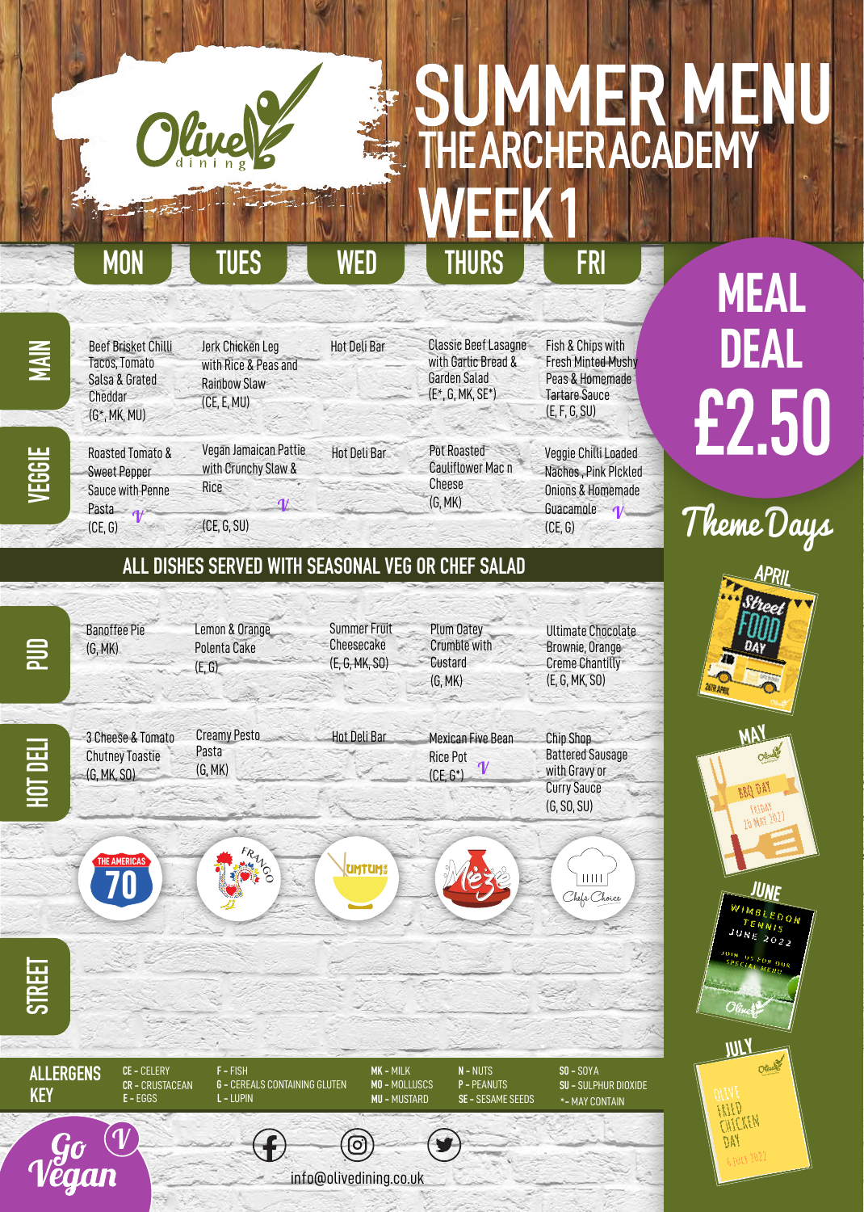# SUMMER MENU

## THE ARCHER ACADEMY

## WEEK 1

| | MON | TUES | WED | THURS | FRI |
|---|---|---|---|---|---|
| MAIN | Beef Brisket Chilli Tacos, Tomato Salsa & Grated Cheddar (G*, MK, MU) | Jerk Chicken Leg with Rice & Peas and Rainbow Slaw (CE, E, MU) | Hot Deli Bar | Classic Beef Lasagne with Garlic Bread & Garden Salad (E*, G, MK, SE*) | Fish & Chips with Fresh Minted Mushy Peas & Homemade Tartare Sauce (E, F, G, SU) |
| VEGGIE | Roasted Tomato & Sweet Pepper Sauce with Penne Pasta V (CE, G) | Vegan Jamaican Pattie with Crunchy Slaw & Rice V (CE, G, SU) | Hot Deli Bar | Pot Roasted Cauliflower Mac n Cheese (G, MK) | Veggie Chilli Loaded Nachos, Pink Pickled Onions & Homemade Guacamole V (CE, G) |
| ALL DISHES SERVED WITH SEASONAL VEG OR CHEF SALAD | | | | | |
| PUD | Banoffee Pie (G, MK) | Lemon & Orange Polenta Cake (E, G) | Summer Fruit Cheesecake (E, G, MK, SO) | Plum Oatey Crumble with Custard (G, MK) | Ultimate Chocolate Brownie, Orange Creme Chantilly (E, G, MK, SO) |
| HOT DELI | 3 Cheese & Tomato Chutney Toastie (G, MK, SO) | Creamy Pesto Pasta (G, MK) | Hot Deli Bar | Mexican Five Bean Rice Pot V (CE, G*) | Chip Shop Battered Sausage with Gravy or Curry Sauce (G, SO, SU) |
| STREET | The Americas 70 | Frango | Umtum | Meze | Chefs Choice |

**MEAL DEAL £2.50**

## Theme Days

- **APRIL** – Street Food Day, 28th April
- **MAY** – BBQ Day, Friday 20 May 2022
- **JUNE** – Wimbledon Tennis, June 2022. Join us for our special menu
- **JULY** – Olive Fried Chicken Day, 6 July 2022

## ALLERGENS KEY

CE - CELERY, CR - CRUSTACEAN, E - EGGS, F - FISH, G - CEREALS CONTAINING GLUTEN, L - LUPIN, MK - MILK, MO - MOLLUSCS, MU - MUSTARD, N - NUTS, P - PEANUTS, SE - SESAME SEEDS, SO - SOYA, SU - SULPHUR DIOXIDE, * - MAY CONTAIN

Go Vegan V

info@olivedining.co.uk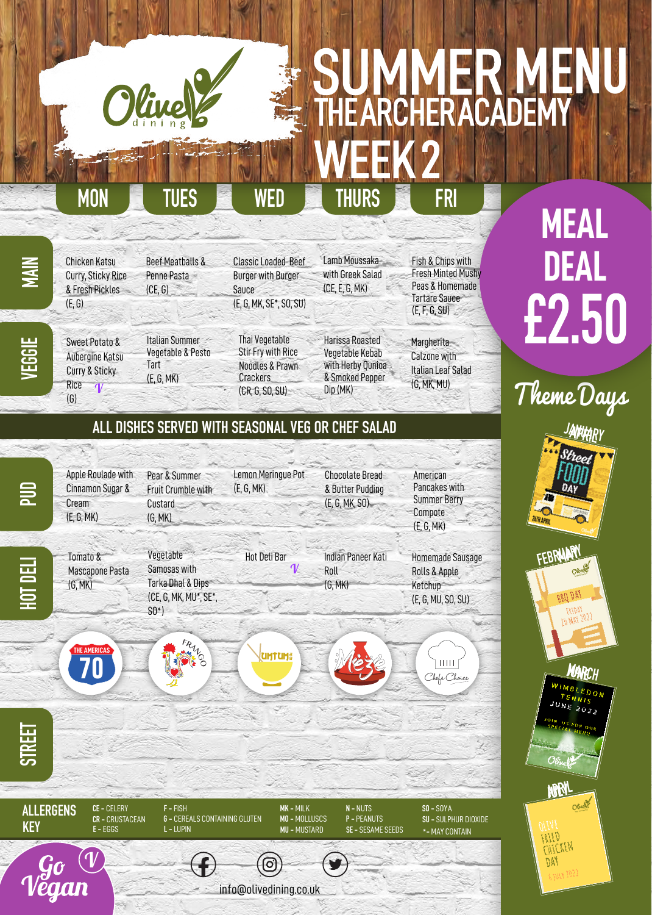# SUMMER MENU
## THE ARCHER ACADEMY
## WEEK 2

| | MON | TUES | WED | THURS | FRI |
|---|---|---|---|---|---|
| **MAIN** | Chicken Katsu Curry, Sticky Rice & Fresh Pickles (E, G) | Beef Meatballs & Penne Pasta (CE, G) | Classic Loaded Beef Burger with Burger Sauce (E, G, MK, SE*, SO, SU) | Lamb Moussaka with Greek Salad (CE, E, G, MK) | Fish & Chips with Fresh Minted Mushy Peas & Homemade Tartare Sauce (E, F, G, SU) |
| **VEGGIE** | Sweet Potato & Aubergine Katsu Curry & Sticky Rice V (G) | Italian Summer Vegetable & Pesto Tart (E, G, MK) | Thai Vegetable Stir Fry with Rice Noodles & Prawn Crackers (CR, G, SO, SU) | Harissa Roasted Vegetable Kebab with Herby Quinoa & Smoked Pepper Dip (MK) | Margherita Calzone with Italian Leaf Salad (G, MK, MU) |

**ALL DISHES SERVED WITH SEASONAL VEG OR CHEF SALAD**

| | MON | TUES | WED | THURS | FRI |
|---|---|---|---|---|---|
| **PUD** | Apple Roulade with Cinnamon Sugar & Cream (E, G, MK) | Pear & Summer Fruit Crumble with Custard (G, MK) | Lemon Meringue Pot (E, G, MK) | Chocolate Bread & Butter Pudding (E, G, MK, SO) | American Pancakes with Summer Berry Compote (E, G, MK) |
| **HOT DELI** | Tomato & Mascapone Pasta (G, MK) | Vegetable Samosas with Tarka Dhal & Dips (CE, G, MK, MU*, SE*, SO*) | Hot Deli Bar V | Indian Paneer Kati Roll (G, MK) | Homemade Sausage Rolls & Apple Ketchup (E, G, MU, SO, SU) |
| **STREET** | The Americas 70 | Frango | Umtum | Meze | Chefs Choice |

# MEAL DEAL £2.50

## Theme Days

- APRIL: Street Food Day – 26th April
- MAY: BBQ Day – Friday 20 May 2022
- JUNE: Wimbledon Tennis – June 2022 – Join us for our special menu
- JULY: Olive Fried Chicken Day – 6 July 2022

**ALLERGENS KEY**

| | | | | |
|---|---|---|---|---|
| CE - CELERY | F - FISH | MK - MILK | N - NUTS | SO - SOYA |
| CR - CRUSTACEAN | G - CEREALS CONTAINING GLUTEN | MO - MOLLUSCS | P - PEANUTS | SU - SULPHUR DIOXIDE |
| E - EGGS | L - LUPIN | MU - MUSTARD | SE - SESAME SEEDS | * - MAY CONTAIN |

Go Vegan V

info@olivedining.co.uk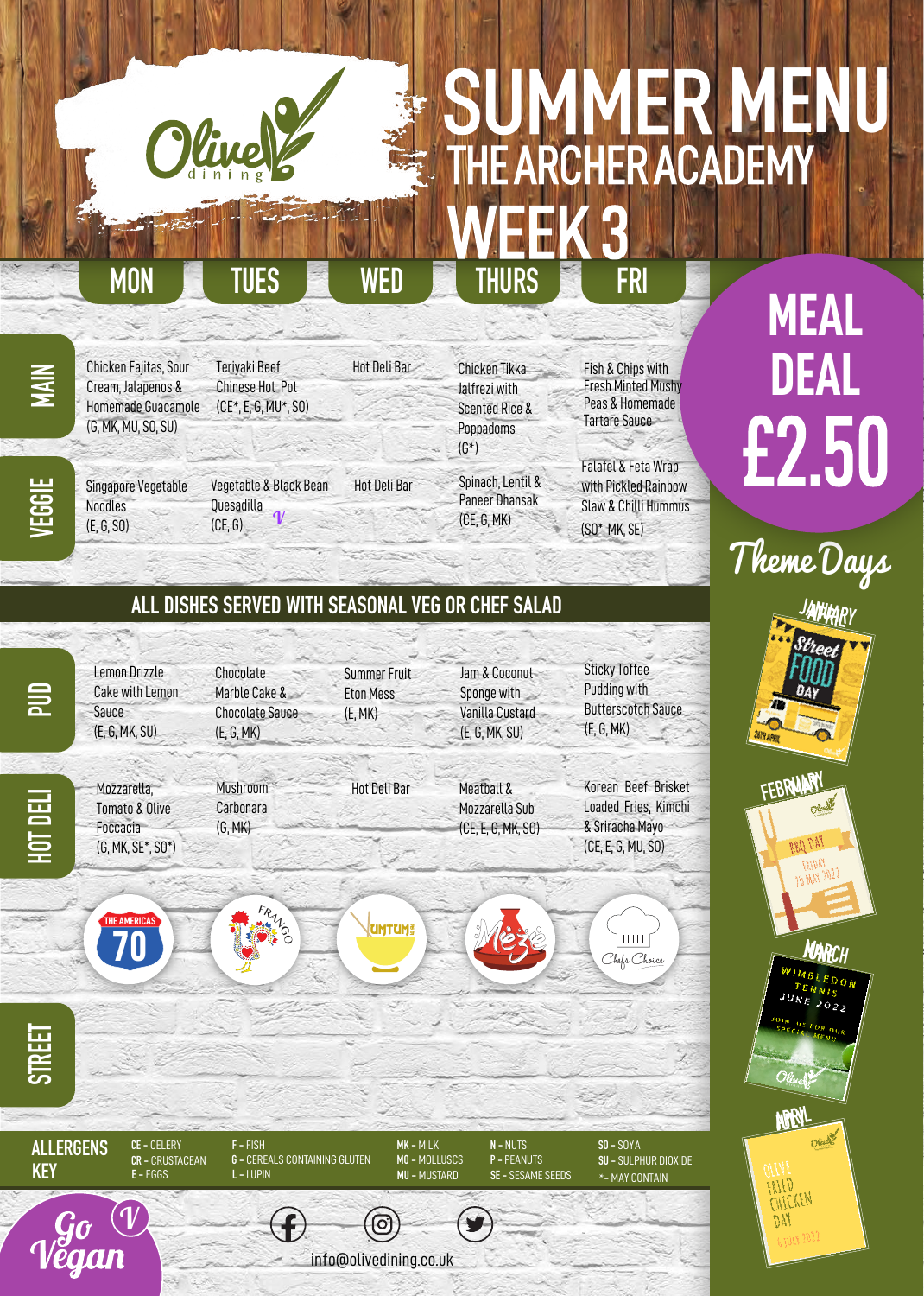# SUMMER MENU

## THE ARCHER ACADEMY

## WEEK 3

| | MON | TUES | WED | THURS | FRI |
|---|---|---|---|---|---|
| MAIN | Chicken Fajitas, Sour Cream, Jalapenos & Homemade Guacamole (G, MK, MU, SO, SU) | Teriyaki Beef Chinese Hot Pot (CE*, E, G, MU*, SO) | Hot Deli Bar | Chicken Tikka Jalfrezi with Scented Rice & Poppadoms (G*) | Fish & Chips with Fresh Minted Mushy Peas & Homemade Tartare Sauce |
| VEGGIE | Singapore Vegetable Noodles (E, G, SO) | Vegetable & Black Bean Quesadilla (CE, G) V | Hot Deli Bar | Spinach, Lentil & Paneer Dhansak (CE, G, MK) | Falafel & Feta Wrap with Pickled Rainbow Slaw & Chilli Hummus (SO*, MK, SE) |

**ALL DISHES SERVED WITH SEASONAL VEG OR CHEF SALAD**

| | MON | TUES | WED | THURS | FRI |
|---|---|---|---|---|---|
| PUD | Lemon Drizzle Cake with Lemon Sauce (E, G, MK, SU) | Chocolate Marble Cake & Chocolate Sauce (E, G, MK) | Summer Fruit Eton Mess (E, MK) | Jam & Coconut Sponge with Vanilla Custard (E, G, MK, SU) | Sticky Toffee Pudding with Butterscotch Sauce (E, G, MK) |
| HOT DELI | Mozzarella, Tomato & Olive Foccacia (G, MK, SE*, SO*) | Mushroom Carbonara (G, MK) | Hot Deli Bar | Meatball & Mozzarella Sub (CE, E, G, MK, SO) | Korean Beef Brisket Loaded Fries, Kimchi & Sriracha Mayo (CE, E, G, MU, SO) |
| STREET | The Americas 70 | Frango | Umtum | Meze | Chefs Choice |

**ALLERGENS KEY**

CE - CELERY, CR - CRUSTACEAN, E - EGGS, F - FISH, G - CEREALS CONTAINING GLUTEN, L - LUPIN, MK - MILK, MO - MOLLUSCS, MU - MUSTARD, N - NUTS, P - PEANUTS, SE - SESAME SEEDS, SO - SOYA, SU - SULPHUR DIOXIDE, * - MAY CONTAIN

## MEAL DEAL £2.50

## Theme Days

**APRIL** – Street Food Day, 28th April

**MAY** – BBQ Day, Friday 20 May 2022

**JUNE** – Wimbledon Tennis, June 2022. Join us for our special menu

**JULY** – Olive Fried Chicken Day, 6 July 2022

Go Vegan V

info@olivedining.co.uk